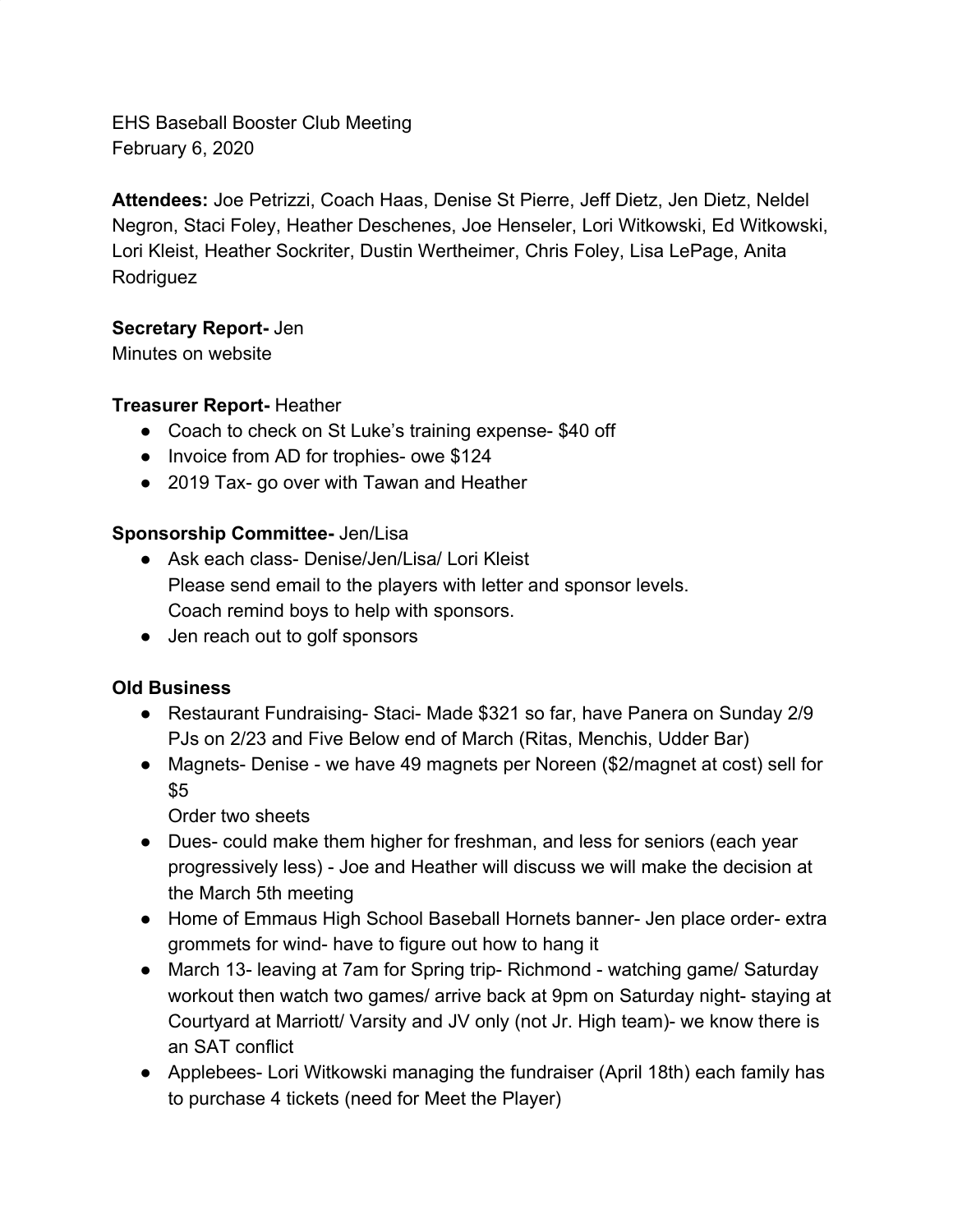EHS Baseball Booster Club Meeting
February 6, 2020

**Attendees:** Joe Petrizzi, Coach Haas, Denise St Pierre, Jeff Dietz, Jen Dietz, Neldel Negron, Staci Foley, Heather Deschenes, Joe Henseler, Lori Witkowski, Ed Witkowski, Lori Kleist, Heather Sockriter, Dustin Wertheimer, Chris Foley, Lisa LePage, Anita Rodriguez

**Secretary Report-** Jen
Minutes on website

**Treasurer Report-** Heather

- Coach to check on St Luke's training expense- $40 off
- Invoice from AD for trophies- owe $124
- 2019 Tax- go over with Tawan and Heather

**Sponsorship Committee-** Jen/Lisa

- Ask each class- Denise/Jen/Lisa/ Lori Kleist
  Please send email to the players with letter and sponsor levels.
  Coach remind boys to help with sponsors.
- Jen reach out to golf sponsors

**Old Business**

- Restaurant Fundraising- Staci- Made $321 so far, have Panera on Sunday 2/9 PJs on 2/23 and Five Below end of March (Ritas, Menchis, Udder Bar)
- Magnets- Denise - we have 49 magnets per Noreen ($2/magnet at cost) sell for $5
  Order two sheets
- Dues- could make them higher for freshman, and less for seniors (each year progressively less) - Joe and Heather will discuss we will make the decision at the March 5th meeting
- Home of Emmaus High School Baseball Hornets banner- Jen place order- extra grommets for wind- have to figure out how to hang it
- March 13- leaving at 7am for Spring trip- Richmond - watching game/ Saturday workout then watch two games/ arrive back at 9pm on Saturday night- staying at Courtyard at Marriott/ Varsity and JV only (not Jr. High team)- we know there is an SAT conflict
- Applebees- Lori Witkowski managing the fundraiser (April 18th) each family has to purchase 4 tickets (need for Meet the Player)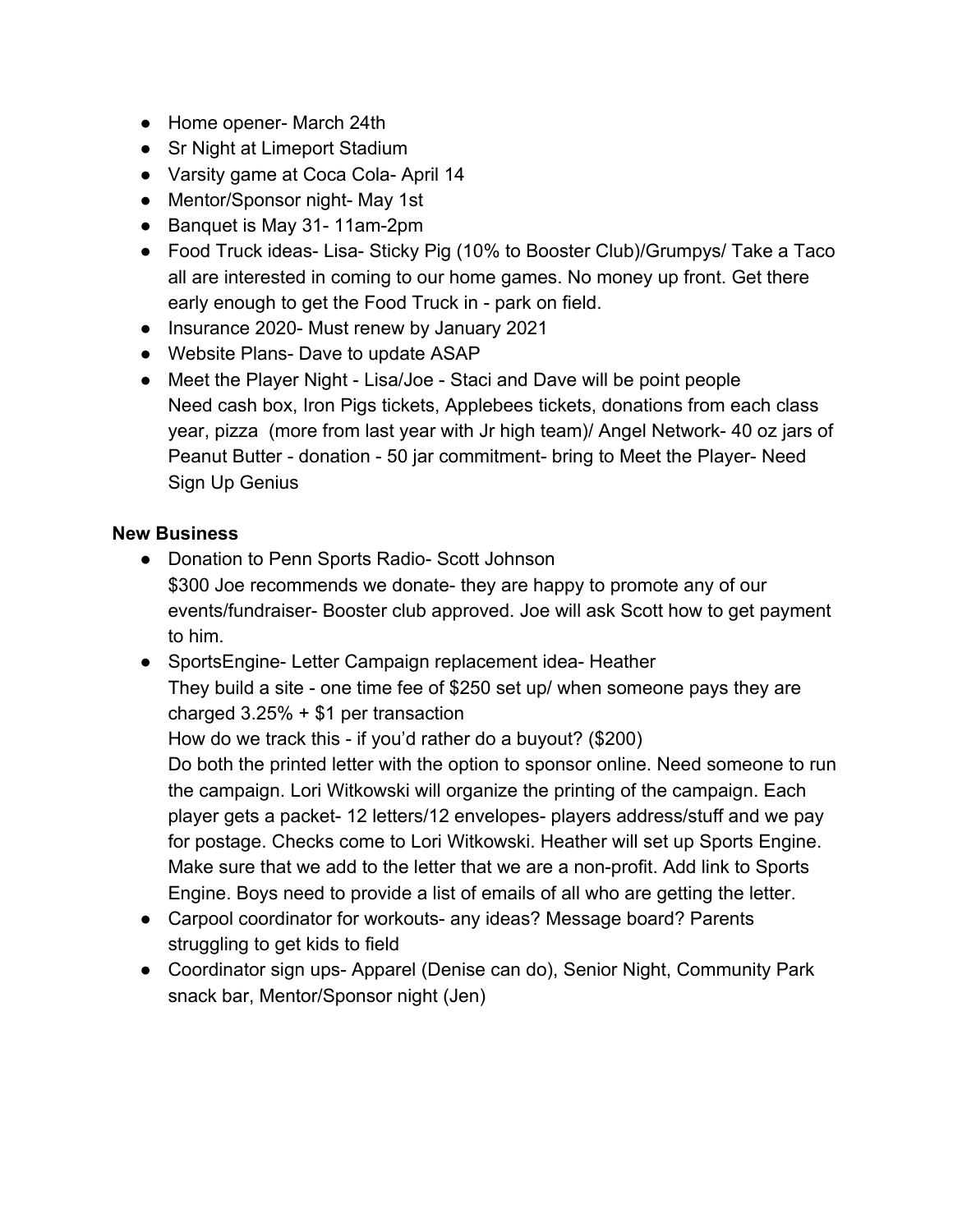- Home opener- March 24th
- Sr Night at Limeport Stadium
- Varsity game at Coca Cola- April 14
- Mentor/Sponsor night- May 1st
- Banquet is May 31- 11am-2pm
- Food Truck ideas- Lisa- Sticky Pig (10% to Booster Club)/Grumpys/ Take a Taco all are interested in coming to our home games. No money up front. Get there early enough to get the Food Truck in - park on field.
- Insurance 2020- Must renew by January 2021
- Website Plans- Dave to update ASAP
- Meet the Player Night - Lisa/Joe - Staci and Dave will be point people
  Need cash box, Iron Pigs tickets, Applebees tickets, donations from each class year, pizza (more from last year with Jr high team)/ Angel Network- 40 oz jars of Peanut Butter - donation - 50 jar commitment- bring to Meet the Player- Need Sign Up Genius

**New Business**

- Donation to Penn Sports Radio- Scott Johnson
  $300 Joe recommends we donate- they are happy to promote any of our events/fundraiser- Booster club approved. Joe will ask Scott how to get payment to him.
- SportsEngine- Letter Campaign replacement idea- Heather
  They build a site - one time fee of $250 set up/ when someone pays they are charged 3.25% + $1 per transaction
  How do we track this - if you'd rather do a buyout? ($200)
  Do both the printed letter with the option to sponsor online. Need someone to run the campaign. Lori Witkowski will organize the printing of the campaign. Each player gets a packet- 12 letters/12 envelopes- players address/stuff and we pay for postage. Checks come to Lori Witkowski. Heather will set up Sports Engine. Make sure that we add to the letter that we are a non-profit. Add link to Sports Engine. Boys need to provide a list of emails of all who are getting the letter.
- Carpool coordinator for workouts- any ideas? Message board? Parents struggling to get kids to field
- Coordinator sign ups- Apparel (Denise can do), Senior Night, Community Park snack bar, Mentor/Sponsor night (Jen)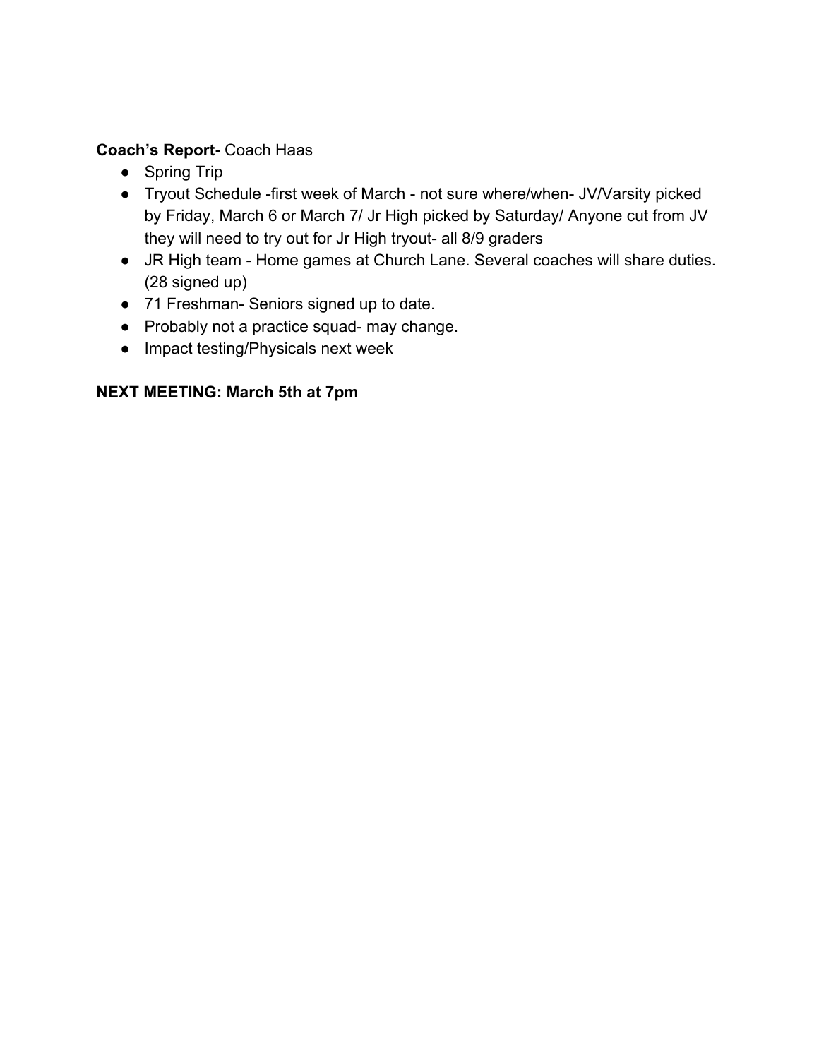**Coach's Report-** Coach Haas

- Spring Trip
- Tryout Schedule -first week of March - not sure where/when- JV/Varsity picked by Friday, March 6 or March 7/ Jr High picked by Saturday/ Anyone cut from JV they will need to try out for Jr High tryout- all 8/9 graders
- JR High team - Home games at Church Lane. Several coaches will share duties. (28 signed up)
- 71 Freshman- Seniors signed up to date.
- Probably not a practice squad- may change.
- Impact testing/Physicals next week

**NEXT MEETING: March 5th at 7pm**